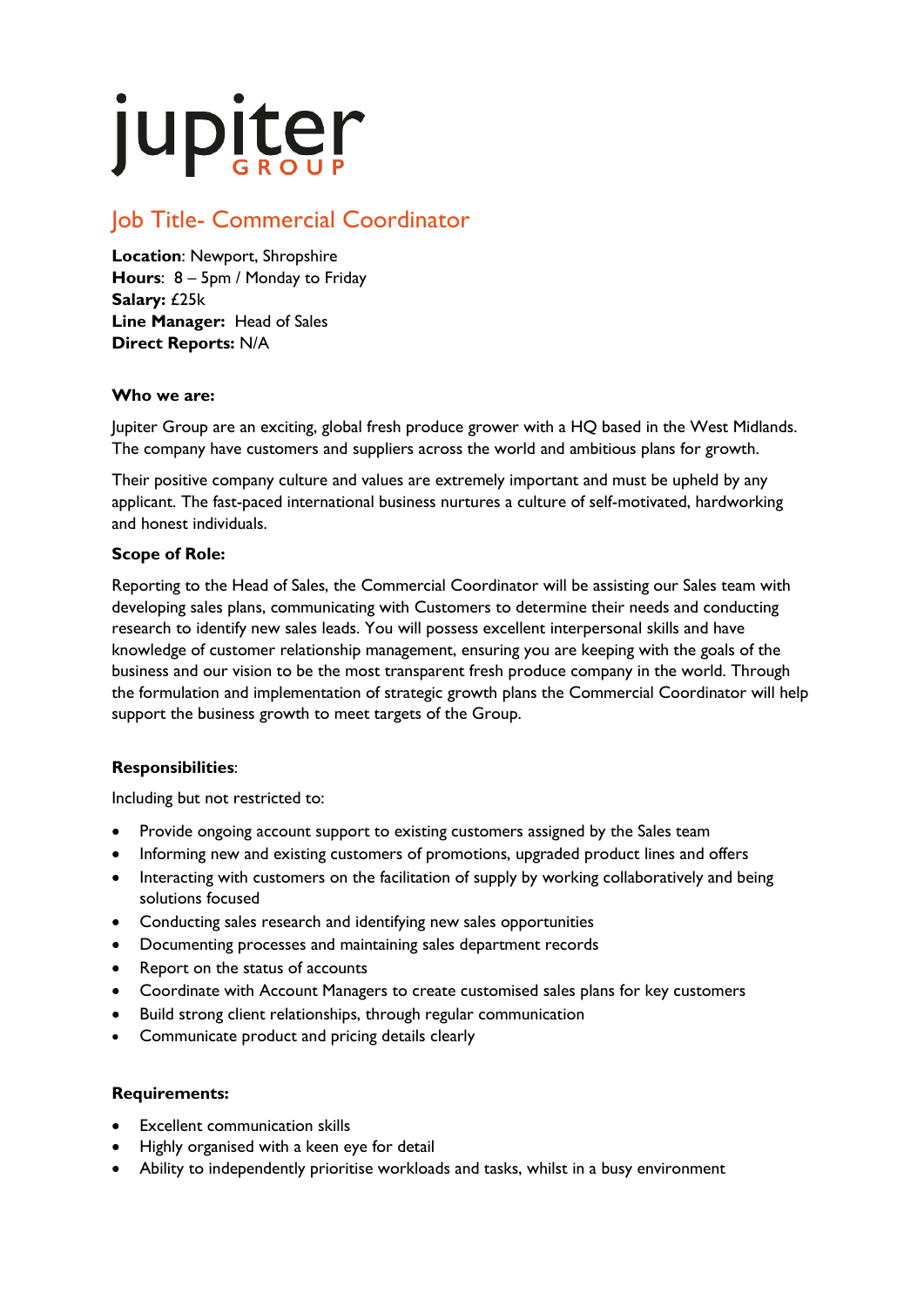# jupiter GROUP

## Job Title- Commercial Coordinator

**Location**: Newport, Shropshire
**Hours**: 8 – 5pm / Monday to Friday
**Salary:** £25k
**Line Manager:** Head of Sales
**Direct Reports:** N/A

**Who we are:**

Jupiter Group are an exciting, global fresh produce grower with a HQ based in the West Midlands. The company have customers and suppliers across the world and ambitious plans for growth.

Their positive company culture and values are extremely important and must be upheld by any applicant. The fast-paced international business nurtures a culture of self-motivated, hardworking and honest individuals.

**Scope of Role:**

Reporting to the Head of Sales, the Commercial Coordinator will be assisting our Sales team with developing sales plans, communicating with Customers to determine their needs and conducting research to identify new sales leads. You will possess excellent interpersonal skills and have knowledge of customer relationship management, ensuring you are keeping with the goals of the business and our vision to be the most transparent fresh produce company in the world. Through the formulation and implementation of strategic growth plans the Commercial Coordinator will help support the business growth to meet targets of the Group.

**Responsibilities**:

Including but not restricted to:

- Provide ongoing account support to existing customers assigned by the Sales team
- Informing new and existing customers of promotions, upgraded product lines and offers
- Interacting with customers on the facilitation of supply by working collaboratively and being solutions focused
- Conducting sales research and identifying new sales opportunities
- Documenting processes and maintaining sales department records
- Report on the status of accounts
- Coordinate with Account Managers to create customised sales plans for key customers
- Build strong client relationships, through regular communication
- Communicate product and pricing details clearly

**Requirements:**

- Excellent communication skills
- Highly organised with a keen eye for detail
- Ability to independently prioritise workloads and tasks, whilst in a busy environment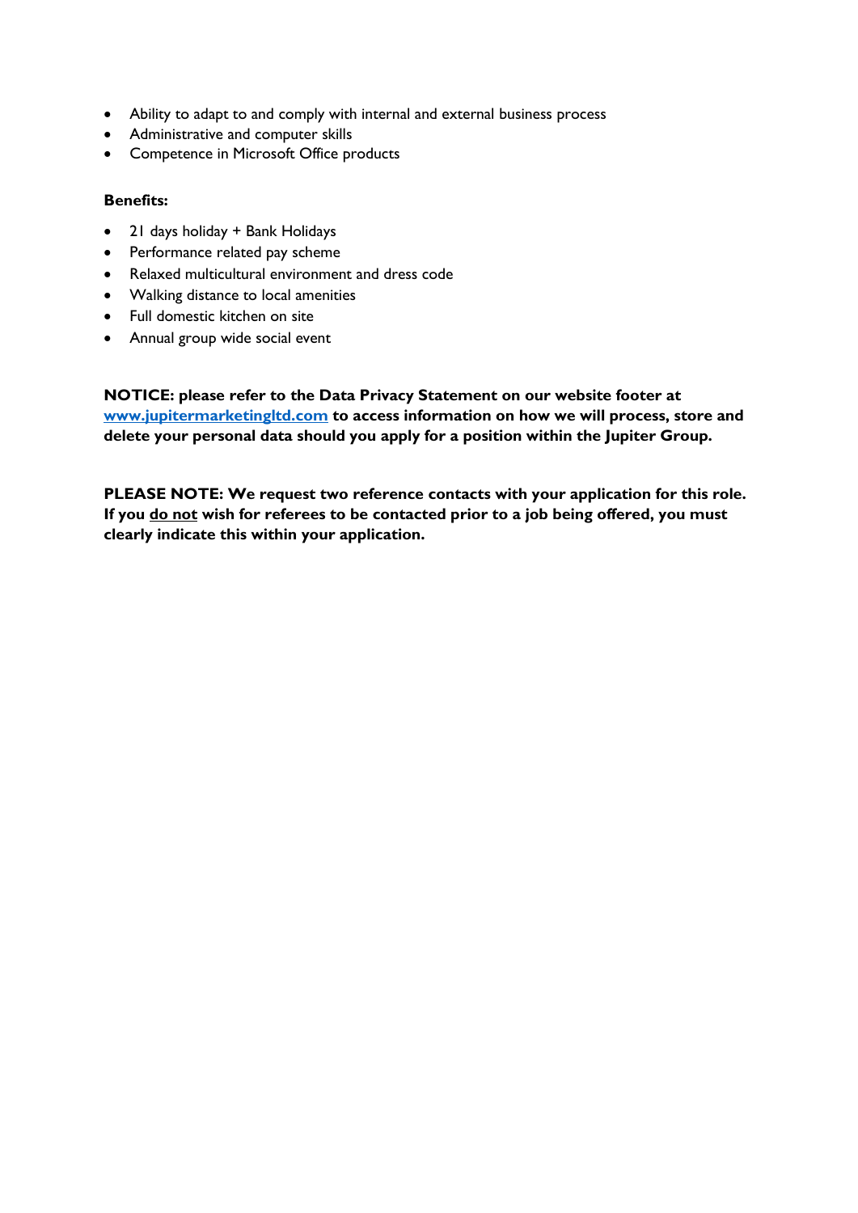- Ability to adapt to and comply with internal and external business process
- Administrative and computer skills
- Competence in Microsoft Office products

**Benefits:**

- 21 days holiday + Bank Holidays
- Performance related pay scheme
- Relaxed multicultural environment and dress code
- Walking distance to local amenities
- Full domestic kitchen on site
- Annual group wide social event

**NOTICE: please refer to the Data Privacy Statement on our website footer at [www.jupitermarketingltd.com](www.jupitermarketingltd.com) to access information on how we will process, store and delete your personal data should you apply for a position within the Jupiter Group.**

**PLEASE NOTE: We request two reference contacts with your application for this role. If you <u>do not</u> wish for referees to be contacted prior to a job being offered, you must clearly indicate this within your application.**